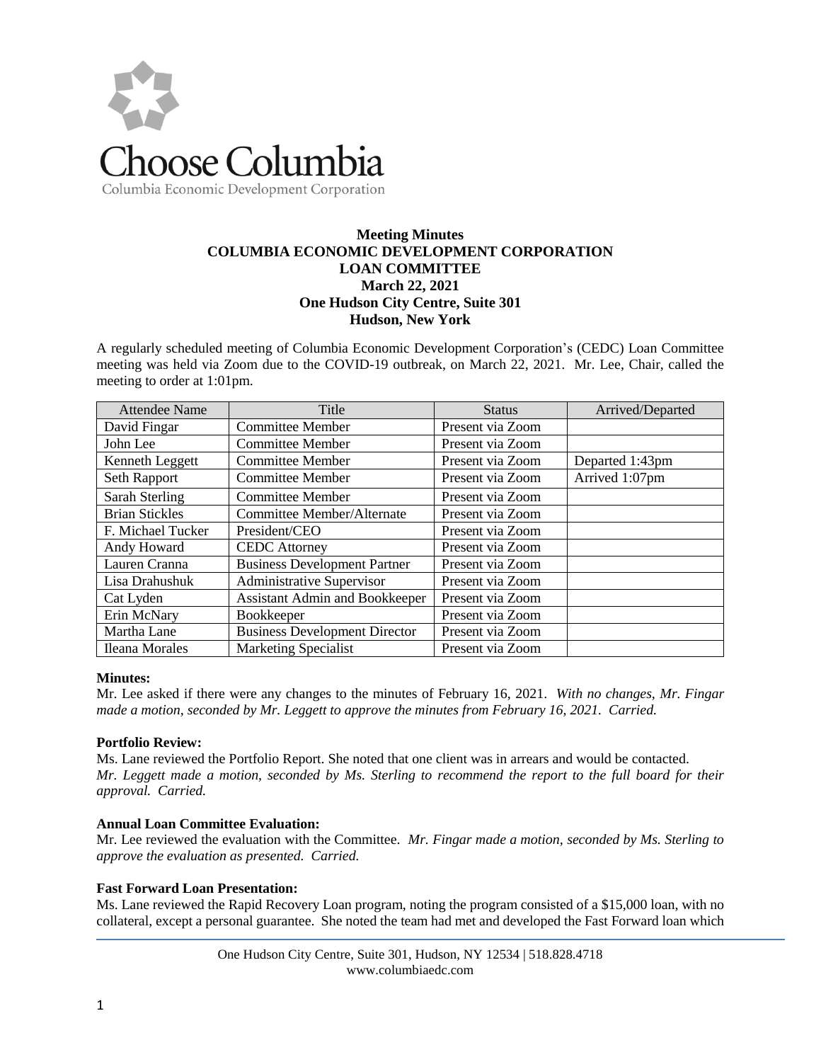# Choose Columbia

Columbia Economic Development Corporation

**Meeting Minutes**
**COLUMBIA ECONOMIC DEVELOPMENT CORPORATION**
**LOAN COMMITTEE**
**March 22, 2021**
**One Hudson City Centre, Suite 301**
**Hudson, New York**

A regularly scheduled meeting of Columbia Economic Development Corporation's (CEDC) Loan Committee meeting was held via Zoom due to the COVID-19 outbreak, on March 22, 2021. Mr. Lee, Chair, called the meeting to order at 1:01pm.

| Attendee Name | Title | Status | Arrived/Departed |
|---|---|---|---|
| David Fingar | Committee Member | Present via Zoom | |
| John Lee | Committee Member | Present via Zoom | |
| Kenneth Leggett | Committee Member | Present via Zoom | Departed 1:43pm |
| Seth Rapport | Committee Member | Present via Zoom | Arrived 1:07pm |
| Sarah Sterling | Committee Member | Present via Zoom | |
| Brian Stickles | Committee Member/Alternate | Present via Zoom | |
| F. Michael Tucker | President/CEO | Present via Zoom | |
| Andy Howard | CEDC Attorney | Present via Zoom | |
| Lauren Cranna | Business Development Partner | Present via Zoom | |
| Lisa Drahushuk | Administrative Supervisor | Present via Zoom | |
| Cat Lyden | Assistant Admin and Bookkeeper | Present via Zoom | |
| Erin McNary | Bookkeeper | Present via Zoom | |
| Martha Lane | Business Development Director | Present via Zoom | |
| Ileana Morales | Marketing Specialist | Present via Zoom | |

**Minutes:**
Mr. Lee asked if there were any changes to the minutes of February 16, 2021. *With no changes, Mr. Fingar made a motion, seconded by Mr. Leggett to approve the minutes from February 16, 2021. Carried.*

**Portfolio Review:**
Ms. Lane reviewed the Portfolio Report. She noted that one client was in arrears and would be contacted.
*Mr. Leggett made a motion, seconded by Ms. Sterling to recommend the report to the full board for their approval. Carried.*

**Annual Loan Committee Evaluation:**
Mr. Lee reviewed the evaluation with the Committee. *Mr. Fingar made a motion, seconded by Ms. Sterling to approve the evaluation as presented. Carried.*

**Fast Forward Loan Presentation:**
Ms. Lane reviewed the Rapid Recovery Loan program, noting the program consisted of a $15,000 loan, with no collateral, except a personal guarantee. She noted the team had met and developed the Fast Forward loan which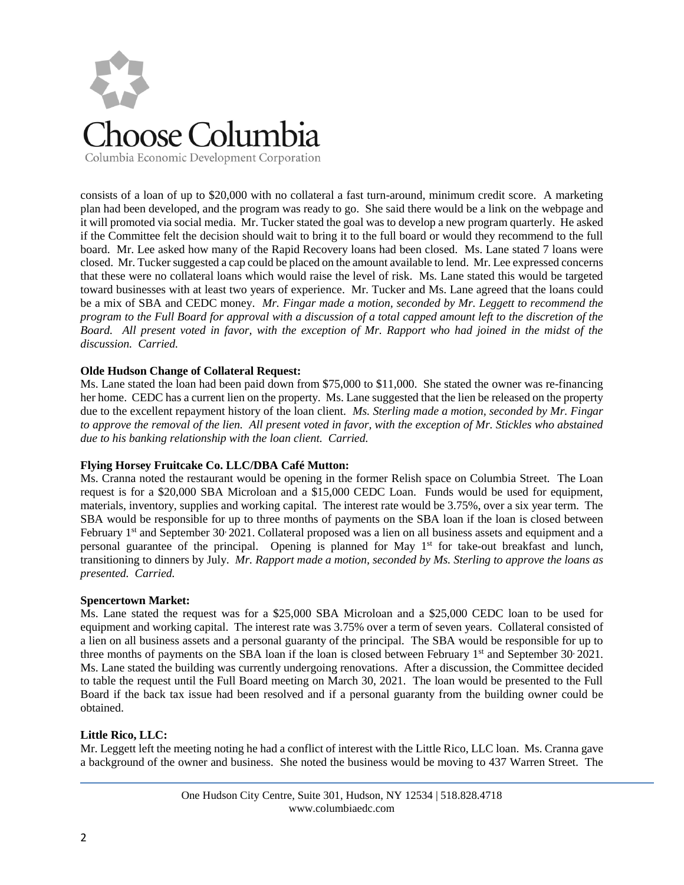consists of a loan of up to $20,000 with no collateral a fast turn-around, minimum credit score. A marketing plan had been developed, and the program was ready to go. She said there would be a link on the webpage and it will promoted via social media. Mr. Tucker stated the goal was to develop a new program quarterly. He asked if the Committee felt the decision should wait to bring it to the full board or would they recommend to the full board. Mr. Lee asked how many of the Rapid Recovery loans had been closed. Ms. Lane stated 7 loans were closed. Mr. Tucker suggested a cap could be placed on the amount available to lend. Mr. Lee expressed concerns that these were no collateral loans which would raise the level of risk. Ms. Lane stated this would be targeted toward businesses with at least two years of experience. Mr. Tucker and Ms. Lane agreed that the loans could be a mix of SBA and CEDC money. *Mr. Fingar made a motion, seconded by Mr. Leggett to recommend the program to the Full Board for approval with a discussion of a total capped amount left to the discretion of the Board. All present voted in favor, with the exception of Mr. Rapport who had joined in the midst of the discussion. Carried.*

**Olde Hudson Change of Collateral Request:**

Ms. Lane stated the loan had been paid down from $75,000 to $11,000. She stated the owner was re-financing her home. CEDC has a current lien on the property. Ms. Lane suggested that the lien be released on the property due to the excellent repayment history of the loan client. *Ms. Sterling made a motion, seconded by Mr. Fingar to approve the removal of the lien. All present voted in favor, with the exception of Mr. Stickles who abstained due to his banking relationship with the loan client. Carried.*

**Flying Horsey Fruitcake Co. LLC/DBA Café Mutton:**

Ms. Cranna noted the restaurant would be opening in the former Relish space on Columbia Street. The Loan request is for a $20,000 SBA Microloan and a $15,000 CEDC Loan. Funds would be used for equipment, materials, inventory, supplies and working capital. The interest rate would be 3.75%, over a six year term. The SBA would be responsible for up to three months of payments on the SBA loan if the loan is closed between February 1st and September 30, 2021. Collateral proposed was a lien on all business assets and equipment and a personal guarantee of the principal. Opening is planned for May 1st for take-out breakfast and lunch, transitioning to dinners by July. *Mr. Rapport made a motion, seconded by Ms. Sterling to approve the loans as presented. Carried.*

**Spencertown Market:**

Ms. Lane stated the request was for a $25,000 SBA Microloan and a $25,000 CEDC loan to be used for equipment and working capital. The interest rate was 3.75% over a term of seven years. Collateral consisted of a lien on all business assets and a personal guaranty of the principal. The SBA would be responsible for up to three months of payments on the SBA loan if the loan is closed between February 1st and September 30, 2021. Ms. Lane stated the building was currently undergoing renovations. After a discussion, the Committee decided to table the request until the Full Board meeting on March 30, 2021. The loan would be presented to the Full Board if the back tax issue had been resolved and if a personal guaranty from the building owner could be obtained.

**Little Rico, LLC:**

Mr. Leggett left the meeting noting he had a conflict of interest with the Little Rico, LLC loan. Ms. Cranna gave a background of the owner and business. She noted the business would be moving to 437 Warren Street. The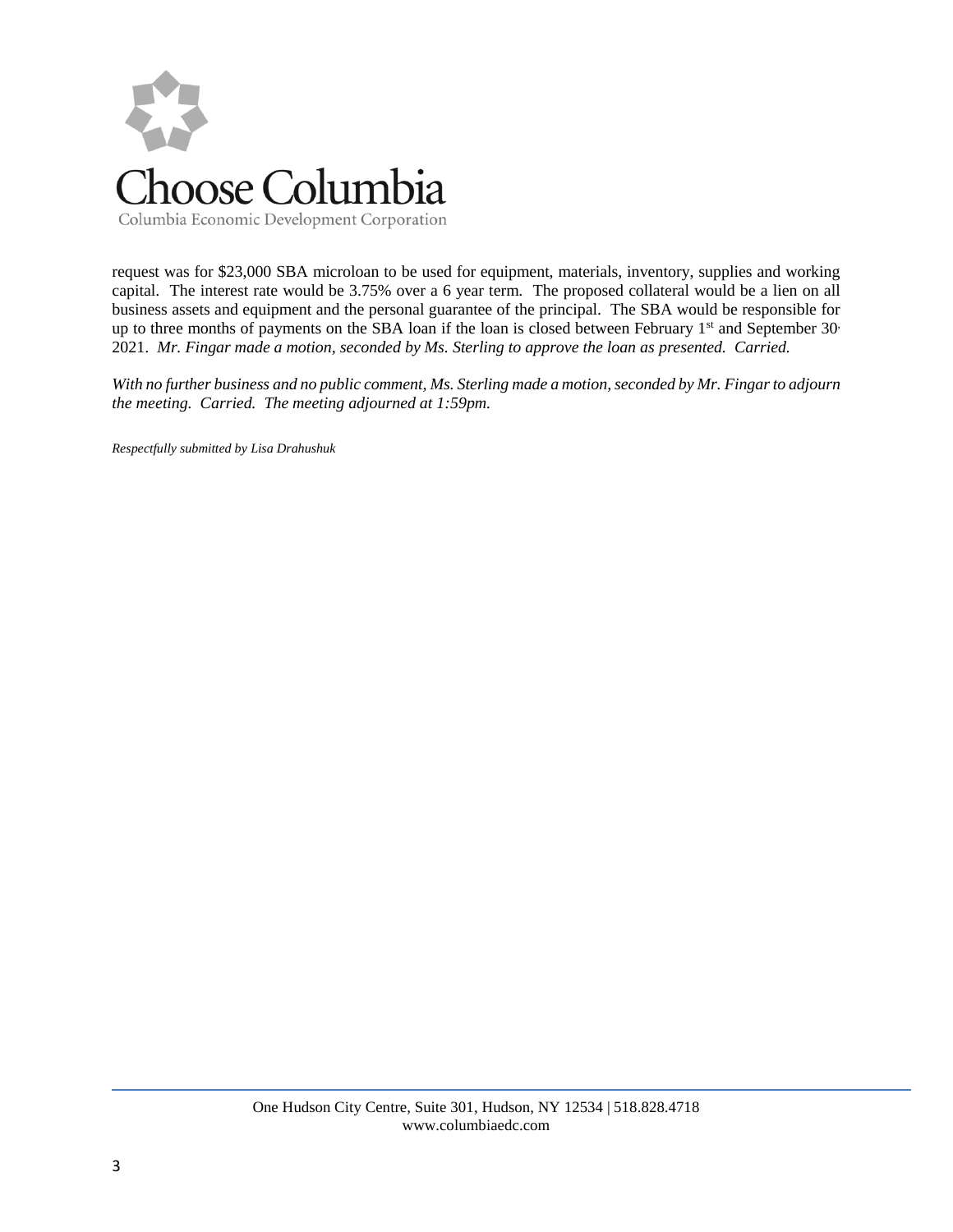request was for $23,000 SBA microloan to be used for equipment, materials, inventory, supplies and working capital. The interest rate would be 3.75% over a 6 year term. The proposed collateral would be a lien on all business assets and equipment and the personal guarantee of the principal. The SBA would be responsible for up to three months of payments on the SBA loan if the loan is closed between February 1st and September 30, 2021. *Mr. Fingar made a motion, seconded by Ms. Sterling to approve the loan as presented. Carried.*

*With no further business and no public comment, Ms. Sterling made a motion, seconded by Mr. Fingar to adjourn the meeting. Carried. The meeting adjourned at 1:59pm.*

*Respectfully submitted by Lisa Drahushuk*